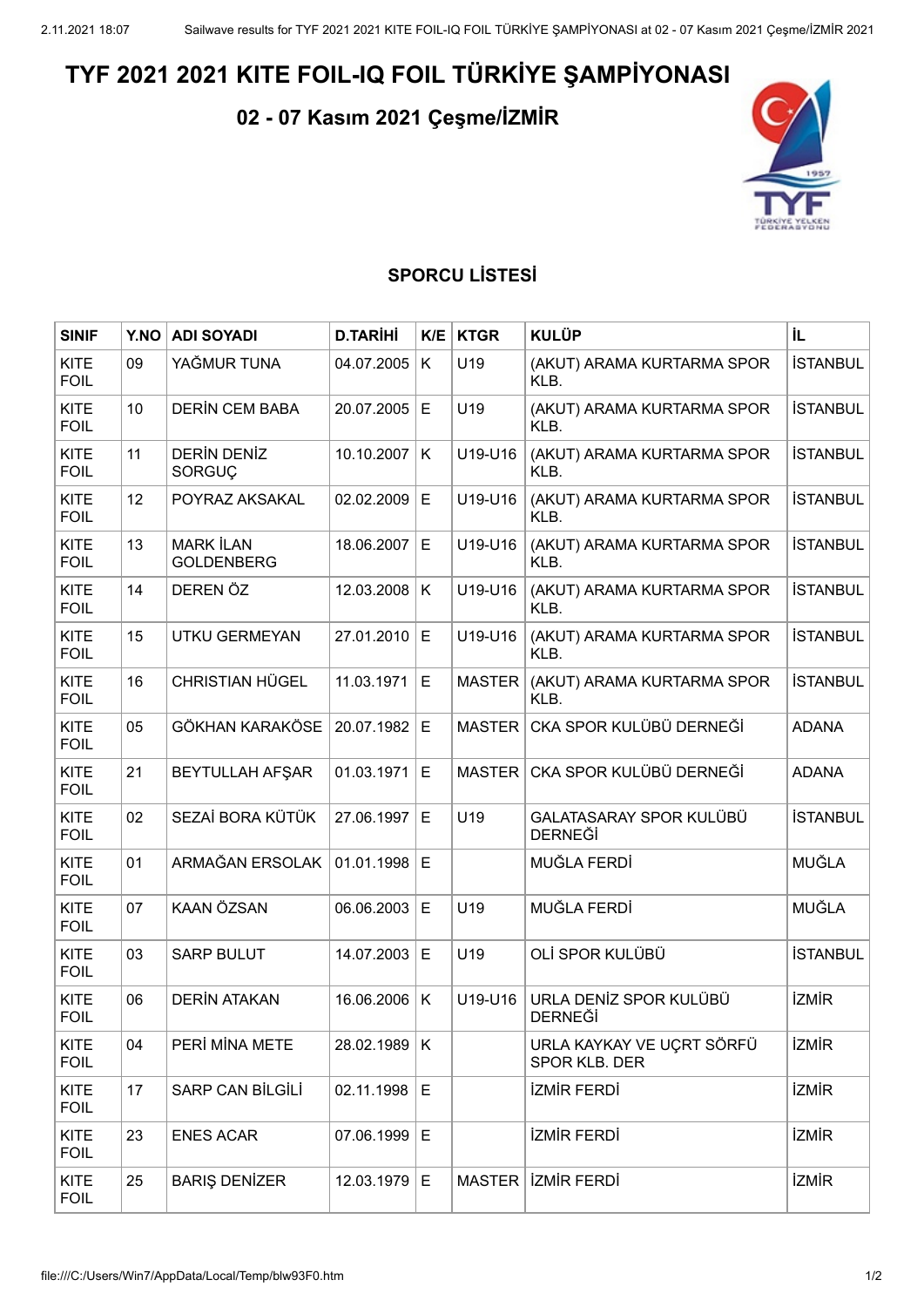# TYF 2021 2021 KITE FOIL-IQ FOIL TÜRKİYE ŞAMPİYONASI

## 02 - 07 Kasım 2021 Çeşme/İZMİR

### SPORCU LİSTESİ

| SINIF | Y.NO | ADI SOYADI | D.TARİHİ | K/E | KTGR | KULÜP | İL |
|---|---|---|---|---|---|---|---|
| KITE FOIL | 09 | YAĞMUR TUNA | 04.07.2005 | K | U19 | (AKUT) ARAMA KURTARMA SPOR KLB. | İSTANBUL |
| KITE FOIL | 10 | DERİN CEM BABA | 20.07.2005 | E | U19 | (AKUT) ARAMA KURTARMA SPOR KLB. | İSTANBUL |
| KITE FOIL | 11 | DERİN DENİZ SORGUÇ | 10.10.2007 | K | U19-U16 | (AKUT) ARAMA KURTARMA SPOR KLB. | İSTANBUL |
| KITE FOIL | 12 | POYRAZ AKSAKAL | 02.02.2009 | E | U19-U16 | (AKUT) ARAMA KURTARMA SPOR KLB. | İSTANBUL |
| KITE FOIL | 13 | MARK İLAN GOLDENBERG | 18.06.2007 | E | U19-U16 | (AKUT) ARAMA KURTARMA SPOR KLB. | İSTANBUL |
| KITE FOIL | 14 | DEREN ÖZ | 12.03.2008 | K | U19-U16 | (AKUT) ARAMA KURTARMA SPOR KLB. | İSTANBUL |
| KITE FOIL | 15 | UTKU GERMEYAN | 27.01.2010 | E | U19-U16 | (AKUT) ARAMA KURTARMA SPOR KLB. | İSTANBUL |
| KITE FOIL | 16 | CHRISTIAN HÜGEL | 11.03.1971 | E | MASTER | (AKUT) ARAMA KURTARMA SPOR KLB. | İSTANBUL |
| KITE FOIL | 05 | GÖKHAN KARAKÖSE | 20.07.1982 | E | MASTER | CKA SPOR KULÜBÜ DERNEĞİ | ADANA |
| KITE FOIL | 21 | BEYTULLAH AFŞAR | 01.03.1971 | E | MASTER | CKA SPOR KULÜBÜ DERNEĞİ | ADANA |
| KITE FOIL | 02 | SEZAİ BORA KÜTÜK | 27.06.1997 | E | U19 | GALATASARAY SPOR KULÜBÜ DERNEĞİ | İSTANBUL |
| KITE FOIL | 01 | ARMAĞAN ERSOLAK | 01.01.1998 | E | | MUĞLA FERDİ | MUĞLA |
| KITE FOIL | 07 | KAAN ÖZSAN | 06.06.2003 | E | U19 | MUĞLA FERDİ | MUĞLA |
| KITE FOIL | 03 | SARP BULUT | 14.07.2003 | E | U19 | OLİ SPOR KULÜBÜ | İSTANBUL |
| KITE FOIL | 06 | DERİN ATAKAN | 16.06.2006 | K | U19-U16 | URLA DENİZ SPOR KULÜBÜ DERNEĞİ | İZMİR |
| KITE FOIL | 04 | PERİ MİNA METE | 28.02.1989 | K | | URLA KAYKAY VE UÇRT SÖRFÜ SPOR KLB. DER | İZMİR |
| KITE FOIL | 17 | SARP CAN BİLGİLİ | 02.11.1998 | E | | İZMİR FERDİ | İZMİR |
| KITE FOIL | 23 | ENES ACAR | 07.06.1999 | E | | İZMİR FERDİ | İZMİR |
| KITE FOIL | 25 | BARIŞ DENİZER | 12.03.1979 | E | MASTER | İZMİR FERDİ | İZMİR |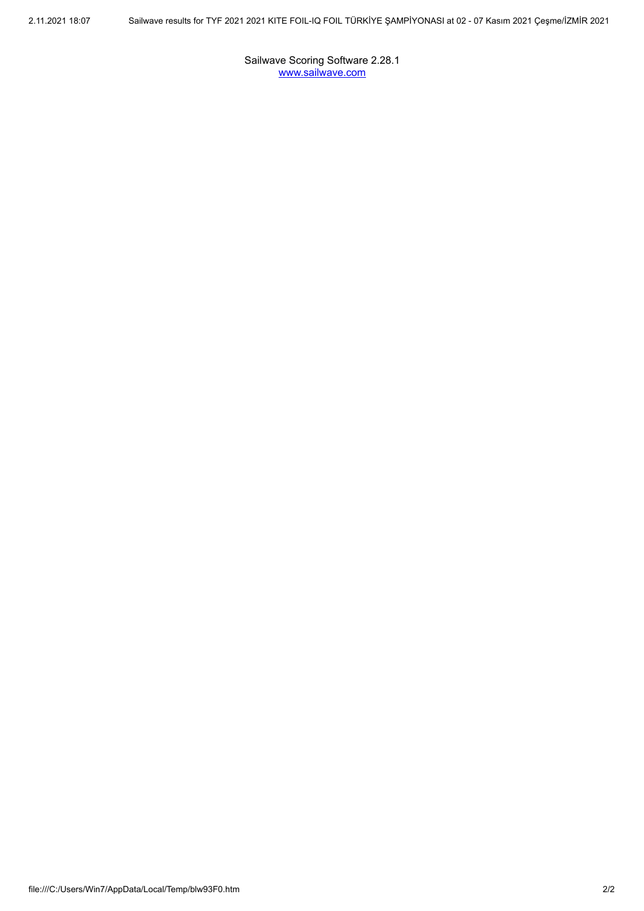Sailwave Scoring Software 2.28.1
[www.sailwave.com](http://www.sailwave.com)